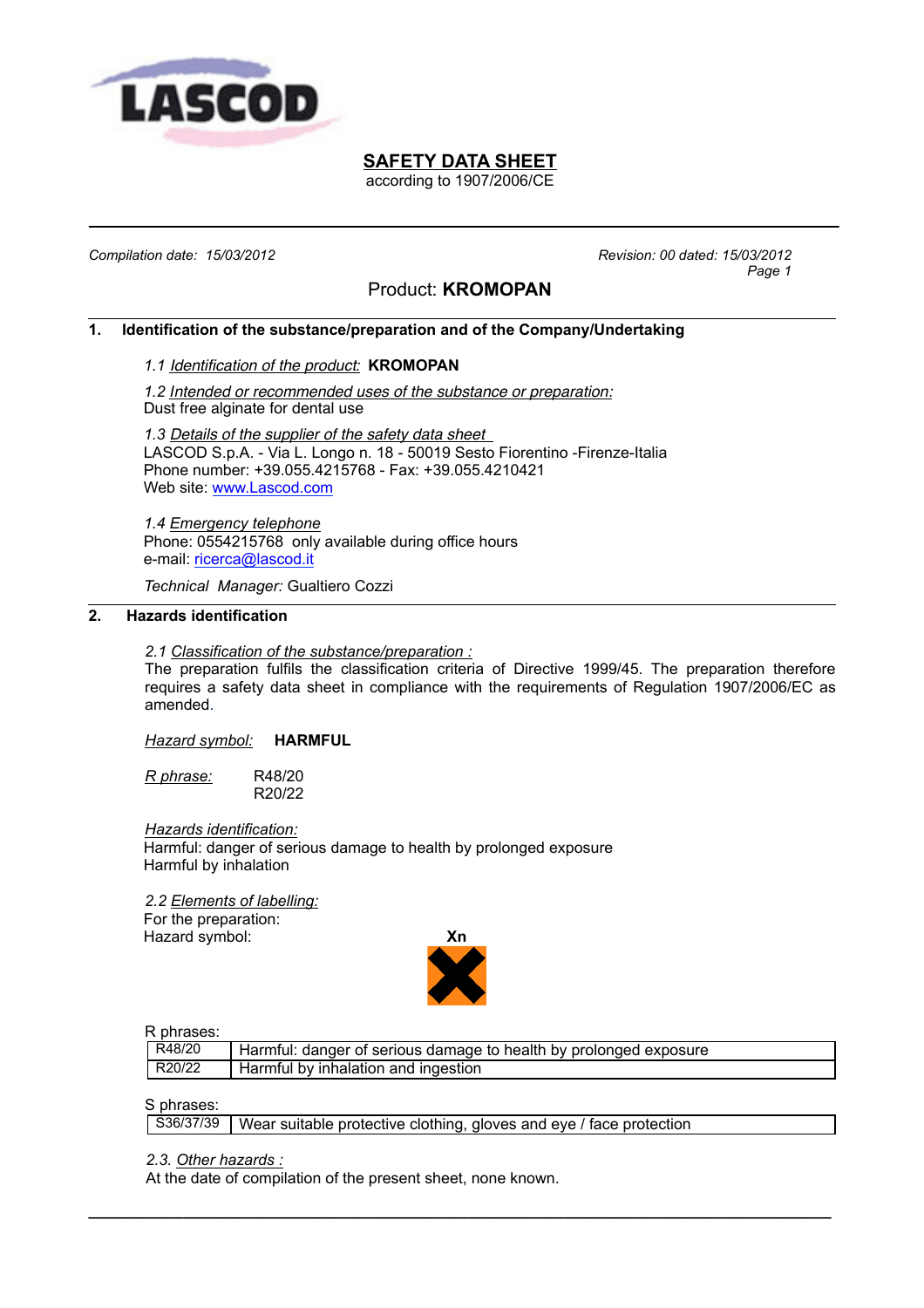LASCOD

# SAFETY DATA SHEET

according to 1907/2006/CE

*Compilation date: 15/03/2012* *Revision: 00 dated: 15/03/2012*

Product: **KROMOPAN**

## 1. Identification of the substance/preparation and of the Company/Undertaking

*1.1 Identification of the product:* **KROMOPAN**

*1.2 Intended or recommended uses of the substance or preparation:*
Dust free alginate for dental use

*1.3 Details of the supplier of the safety data sheet*
LASCOD S.p.A. - Via L. Longo n. 18 - 50019 Sesto Fiorentino -Firenze-Italia
Phone number: +39.055.4215768 - Fax: +39.055.4210421
Web site: www.Lascod.com

*1.4 Emergency telephone*
Phone: 0554215768 only available during office hours
e-mail: ricerca@lascod.it

*Technical Manager:* Gualtiero Cozzi

## 2. Hazards identification

*2.1 Classification of the substance/preparation :*
The preparation fulfils the classification criteria of Directive 1999/45. The preparation therefore requires a safety data sheet in compliance with the requirements of Regulation 1907/2006/EC as amended.

*Hazard symbol:* **HARMFUL**

*R phrase:* R48/20
R20/22

*Hazards identification:*
Harmful: danger of serious damage to health by prolonged exposure
Harmful by inhalation

*2.2 Elements of labelling:*
For the preparation:
Hazard symbol: **Xn**

R phrases:

| | |
|---|---|
| R48/20 | Harmful: danger of serious damage to health by prolonged exposure |
| R20/22 | Harmful by inhalation and ingestion |

S phrases:

| | |
|---|---|
| S36/37/39 | Wear suitable protective clothing, gloves and eye / face protection |

*2.3. Other hazards :*
At the date of compilation of the present sheet, none known.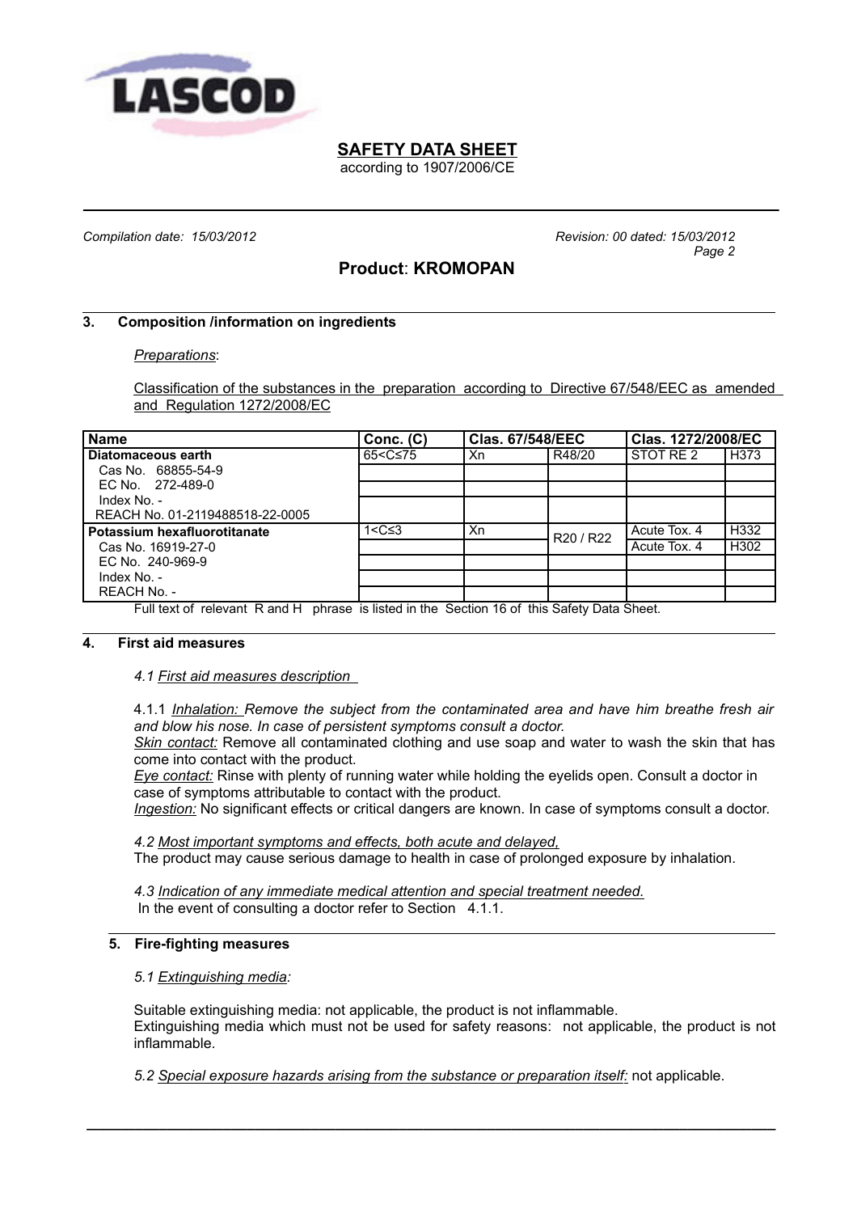## SAFETY DATA SHEET

according to 1907/2006/CE

*Compilation date: 15/03/2012*

*Revision: 00 dated: 15/03/2012*

### Product: KROMOPAN

---

### 3. Composition /information on ingredients

*Preparations*:

Classification of the substances in the preparation according to Directive 67/548/EEC as amended and Regulation 1272/2008/EC

| Name | Conc. (C) | Clas. 67/548/EEC | | Clas. 1272/2008/EC | |
|---|---|---|---|---|---|
| **Diatomaceous earth** | 65<C≤75 | Xn | R48/20 | STOT RE 2 | H373 |
| Cas No. 68855-54-9 | | | | | |
| EC No. 272-489-0 | | | | | |
| Index No. - | | | | | |
| REACH No. 01-2119488518-22-0005 | | | | | |
| **Potassium hexafluorotitanate** | 1<C≤3 | Xn | R20 / R22 | Acute Tox. 4 | H332 |
| Cas No. 16919-27-0 | | | | Acute Tox. 4 | H302 |
| EC No. 240-969-9 | | | | | |
| Index No. - | | | | | |
| REACH No. - | | | | | |

Full text of relevant R and H phrase is listed in the Section 16 of this Safety Data Sheet.

---

### 4. First aid measures

*4.1 First aid measures description*

4.1.1 *Inhalation: Remove the subject from the contaminated area and have him breathe fresh air and blow his nose. In case of persistent symptoms consult a doctor.*

*Skin contact:* Remove all contaminated clothing and use soap and water to wash the skin that has come into contact with the product.

*Eye contact:* Rinse with plenty of running water while holding the eyelids open. Consult a doctor in case of symptoms attributable to contact with the product.

*Ingestion:* No significant effects or critical dangers are known. In case of symptoms consult a doctor.

*4.2 Most important symptoms and effects, both acute and delayed,*

The product may cause serious damage to health in case of prolonged exposure by inhalation.

*4.3 Indication of any immediate medical attention and special treatment needed.*

In the event of consulting a doctor refer to Section 4.1.1.

---

### 5. Fire-fighting measures

*5.1 Extinguishing media:*

Suitable extinguishing media: not applicable, the product is not inflammable.

Extinguishing media which must not be used for safety reasons: not applicable, the product is not inflammable.

*5.2 Special exposure hazards arising from the substance or preparation itself:* not applicable.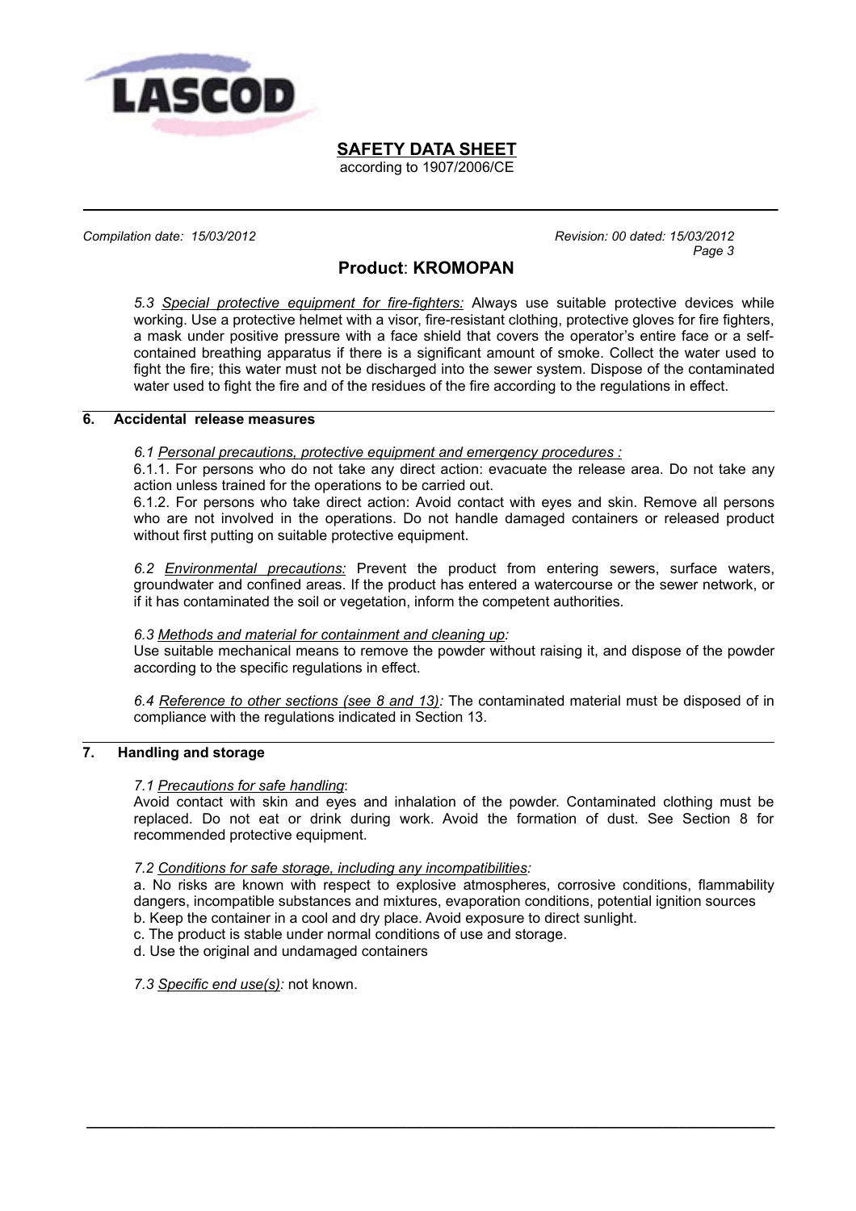*5.3 Special protective equipment for fire-fighters:* Always use suitable protective devices while working. Use a protective helmet with a visor, fire-resistant clothing, protective gloves for fire fighters, a mask under positive pressure with a face shield that covers the operator's entire face or a self-contained breathing apparatus if there is a significant amount of smoke. Collect the water used to fight the fire; this water must not be discharged into the sewer system. Dispose of the contaminated water used to fight the fire and of the residues of the fire according to the regulations in effect.

## 6. Accidental release measures

*6.1 Personal precautions, protective equipment and emergency procedures :*

6.1.1. For persons who do not take any direct action: evacuate the release area. Do not take any action unless trained for the operations to be carried out.

6.1.2. For persons who take direct action: Avoid contact with eyes and skin. Remove all persons who are not involved in the operations. Do not handle damaged containers or released product without first putting on suitable protective equipment.

*6.2 Environmental precautions:* Prevent the product from entering sewers, surface waters, groundwater and confined areas. If the product has entered a watercourse or the sewer network, or if it has contaminated the soil or vegetation, inform the competent authorities.

*6.3 Methods and material for containment and cleaning up:*

Use suitable mechanical means to remove the powder without raising it, and dispose of the powder according to the specific regulations in effect.

*6.4 Reference to other sections (see 8 and 13):* The contaminated material must be disposed of in compliance with the regulations indicated in Section 13.

## 7. Handling and storage

*7.1 Precautions for safe handling*:

Avoid contact with skin and eyes and inhalation of the powder. Contaminated clothing must be replaced. Do not eat or drink during work. Avoid the formation of dust. See Section 8 for recommended protective equipment.

*7.2 Conditions for safe storage, including any incompatibilities:*

a. No risks are known with respect to explosive atmospheres, corrosive conditions, flammability dangers, incompatible substances and mixtures, evaporation conditions, potential ignition sources

b. Keep the container in a cool and dry place. Avoid exposure to direct sunlight.

c. The product is stable under normal conditions of use and storage.

d. Use the original and undamaged containers

*7.3 Specific end use(s):* not known.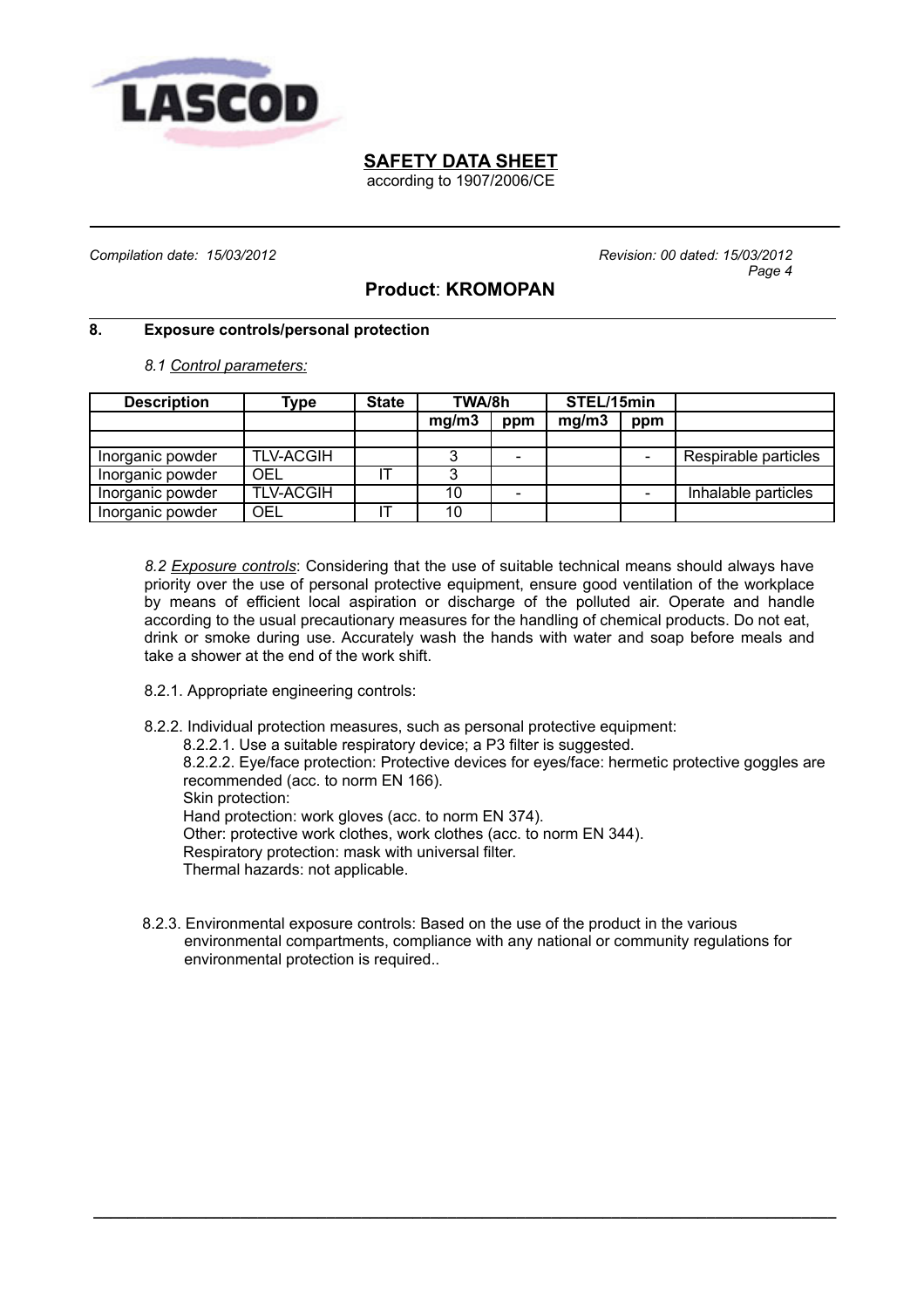## 8. Exposure controls/personal protection

*8.1 Control parameters:*

| Description | Type | State | TWA/8h | | STEL/15min | | |
|---|---|---|---|---|---|---|---|
| | | | mg/m3 | ppm | mg/m3 | ppm | |
| | | | | | | | |
| Inorganic powder | TLV-ACGIH | | 3 | - | | - | Respirable particles |
| Inorganic powder | OEL | IT | 3 | | | | |
| Inorganic powder | TLV-ACGIH | | 10 | - | | - | Inhalable particles |
| Inorganic powder | OEL | IT | 10 | | | | |

*8.2 Exposure controls*: Considering that the use of suitable technical means should always have priority over the use of personal protective equipment, ensure good ventilation of the workplace by means of efficient local aspiration or discharge of the polluted air. Operate and handle according to the usual precautionary measures for the handling of chemical products. Do not eat, drink or smoke during use. Accurately wash the hands with water and soap before meals and take a shower at the end of the work shift.

8.2.1. Appropriate engineering controls:

8.2.2. Individual protection measures, such as personal protective equipment:

8.2.2.1. Use a suitable respiratory device; a P3 filter is suggested.
8.2.2.2. Eye/face protection: Protective devices for eyes/face: hermetic protective goggles are recommended (acc. to norm EN 166).
Skin protection:
Hand protection: work gloves (acc. to norm EN 374).
Other: protective work clothes, work clothes (acc. to norm EN 344).
Respiratory protection: mask with universal filter.
Thermal hazards: not applicable.

8.2.3. Environmental exposure controls: Based on the use of the product in the various environmental compartments, compliance with any national or community regulations for environmental protection is required..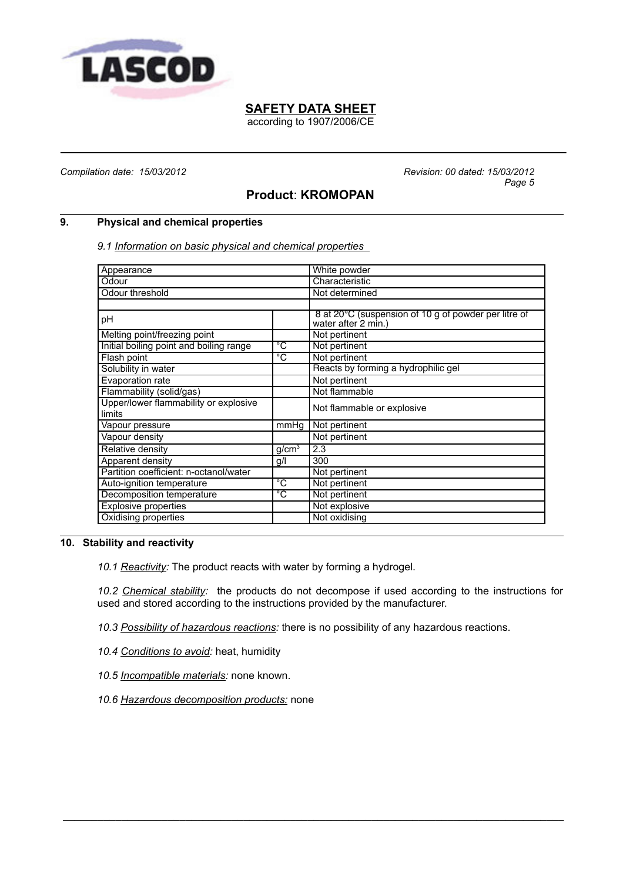## 9. Physical and chemical properties

*9.1 Information on basic physical and chemical properties*

| Property | Unit | Value |
|---|---|---|
| Appearance | | White powder |
| Odour | | Characteristic |
| Odour threshold | | Not determined |
| | | |
| pH | | 8 at 20°C (suspension of 10 g of powder per litre of water after 2 min.) |
| Melting point/freezing point | | Not pertinent |
| Initial boiling point and boiling range | °C | Not pertinent |
| Flash point | °C | Not pertinent |
| Solubility in water | | Reacts by forming a hydrophilic gel |
| Evaporation rate | | Not pertinent |
| Flammability (solid/gas) | | Not flammable |
| Upper/lower flammability or explosive limits | | Not flammable or explosive |
| Vapour pressure | mmHg | Not pertinent |
| Vapour density | | Not pertinent |
| Relative density | $g/cm^3$ | 2.3 |
| Apparent density | g/l | 300 |
| Partition coefficient: n-octanol/water | | Not pertinent |
| Auto-ignition temperature | °C | Not pertinent |
| Decomposition temperature | °C | Not pertinent |
| Explosive properties | | Not explosive |
| Oxidising properties | | Not oxidising |

## 10. Stability and reactivity

*10.1 Reactivity:* The product reacts with water by forming a hydrogel.

*10.2 Chemical stability:* the products do not decompose if used according to the instructions for used and stored according to the instructions provided by the manufacturer.

*10.3 Possibility of hazardous reactions:* there is no possibility of any hazardous reactions.

*10.4 Conditions to avoid:* heat, humidity

*10.5 Incompatible materials:* none known.

*10.6 Hazardous decomposition products:* none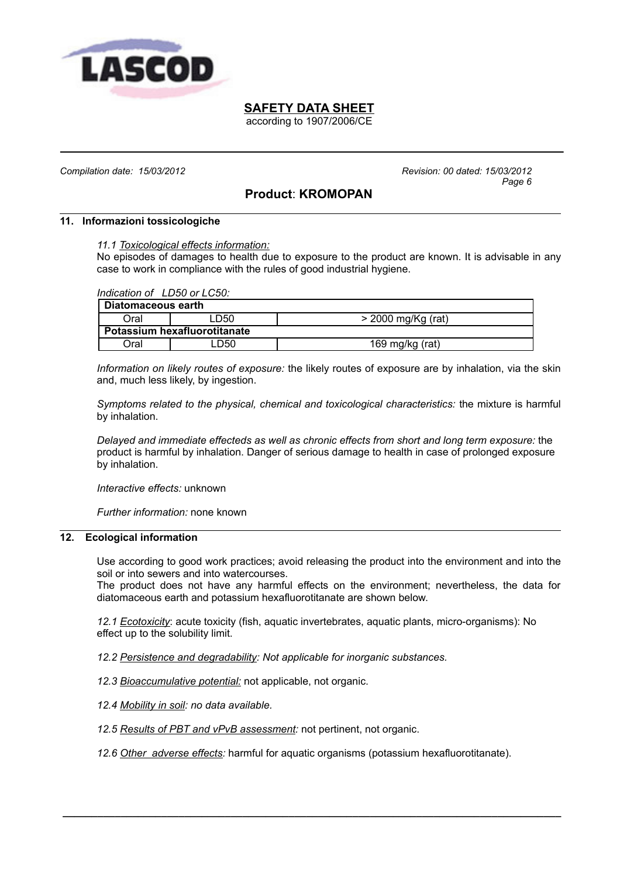## 11. Informazioni tossicologiche

*11.1 Toxicological effects information:*
No episodes of damages to health due to exposure to the product are known. It is advisable in any case to work in compliance with the rules of good industrial hygiene.

*Indication of LD50 or LC50:*

| | | |
|---|---|---|
| **Diatomaceous earth** | | |
| Oral | LD50 | > 2000 mg/Kg (rat) |
| **Potassium hexafluorotitanate** | | |
| Oral | LD50 | 169 mg/kg (rat) |

*Information on likely routes of exposure:* the likely routes of exposure are by inhalation, via the skin and, much less likely, by ingestion.

*Symptoms related to the physical, chemical and toxicological characteristics:* the mixture is harmful by inhalation.

*Delayed and immediate effecteds as well as chronic effects from short and long term exposure:* the product is harmful by inhalation. Danger of serious damage to health in case of prolonged exposure by inhalation.

*Interactive effects:* unknown

*Further information:* none known

## 12. Ecological information

Use according to good work practices; avoid releasing the product into the environment and into the soil or into sewers and into watercourses.
The product does not have any harmful effects on the environment; nevertheless, the data for diatomaceous earth and potassium hexafluorotitanate are shown below.

*12.1 Ecotoxicity*: acute toxicity (fish, aquatic invertebrates, aquatic plants, micro-organisms): No effect up to the solubility limit.

*12.2 Persistence and degradability: Not applicable for inorganic substances.*

*12.3 Bioaccumulative potential:* not applicable, not organic.

*12.4 Mobility in soil: no data available.*

*12.5 Results of PBT and vPvB assessment:* not pertinent, not organic.

*12.6 Other adverse effects:* harmful for aquatic organisms (potassium hexafluorotitanate).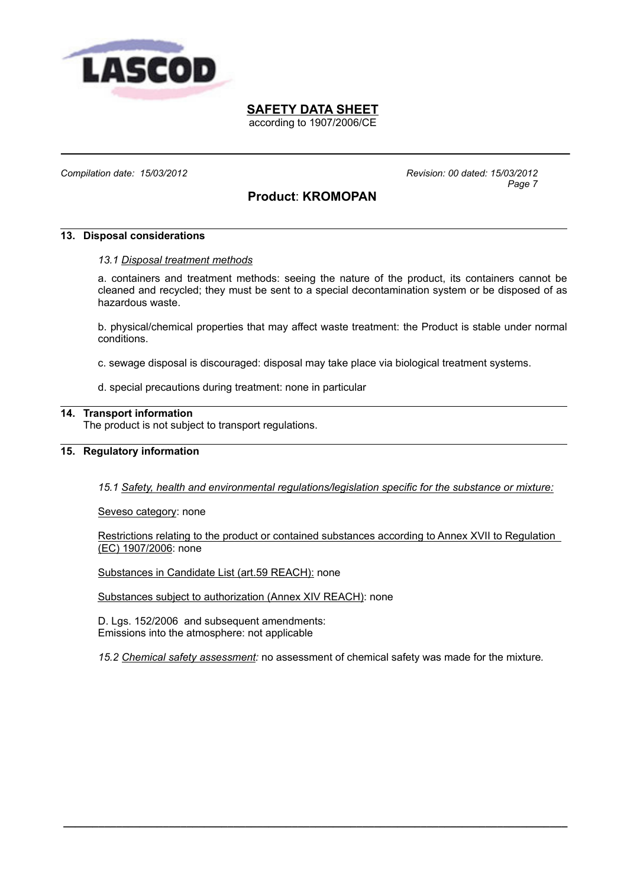## 13. Disposal considerations

*13.1 Disposal treatment methods*

a. containers and treatment methods: seeing the nature of the product, its containers cannot be cleaned and recycled; they must be sent to a special decontamination system or be disposed of as hazardous waste.

b. physical/chemical properties that may affect waste treatment: the Product is stable under normal conditions.

c. sewage disposal is discouraged: disposal may take place via biological treatment systems.

d. special precautions during treatment: none in particular

## 14. Transport information

The product is not subject to transport regulations.

## 15. Regulatory information

*15.1 Safety, health and environmental regulations/legislation specific for the substance or mixture:*

Seveso category: none

Restrictions relating to the product or contained substances according to Annex XVII to Regulation (EC) 1907/2006: none

Substances in Candidate List (art.59 REACH): none

Substances subject to authorization (Annex XIV REACH): none

D. Lgs. 152/2006 and subsequent amendments:
Emissions into the atmosphere: not applicable

*15.2 Chemical safety assessment:* no assessment of chemical safety was made for the mixture.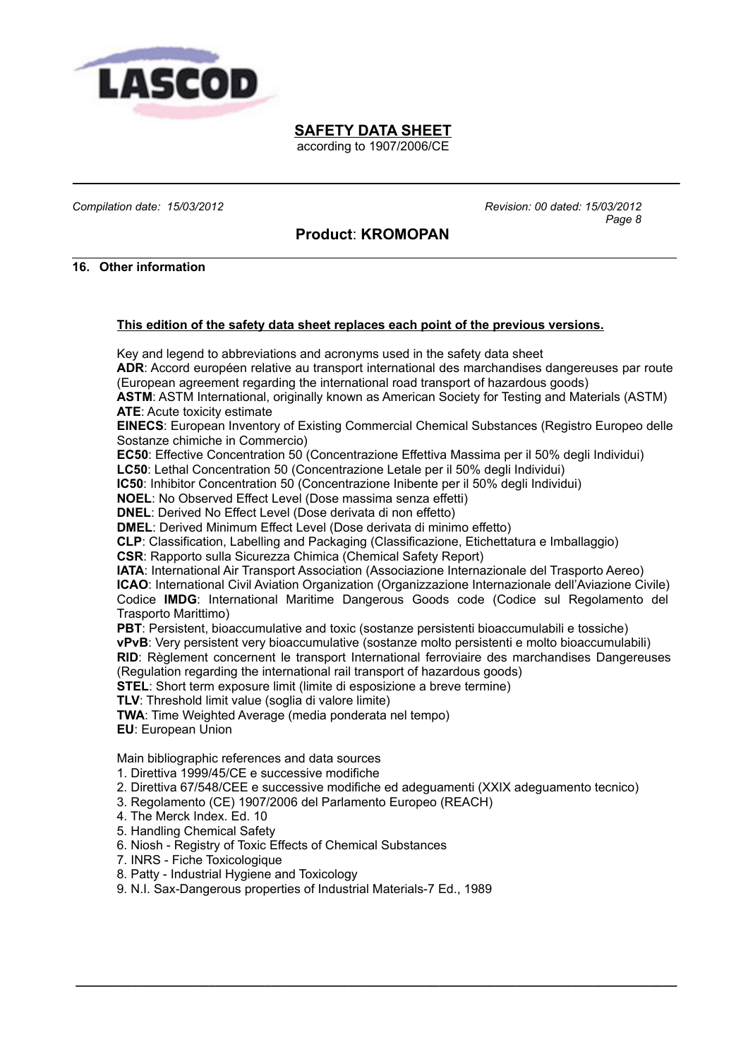## 16. Other information

**This edition of the safety data sheet replaces each point of the previous versions.**

Key and legend to abbreviations and acronyms used in the safety data sheet

**ADR**: Accord européen relative au transport international des marchandises dangereuses par route (European agreement regarding the international road transport of hazardous goods)
**ASTM**: ASTM International, originally known as American Society for Testing and Materials (ASTM)
**ATE**: Acute toxicity estimate
**EINECS**: European Inventory of Existing Commercial Chemical Substances (Registro Europeo delle Sostanze chimiche in Commercio)
**EC50**: Effective Concentration 50 (Concentrazione Effettiva Massima per il 50% degli Individui)
**LC50**: Lethal Concentration 50 (Concentrazione Letale per il 50% degli Individui)
**IC50**: Inhibitor Concentration 50 (Concentrazione Inibente per il 50% degli Individui)
**NOEL**: No Observed Effect Level (Dose massima senza effetti)
**DNEL**: Derived No Effect Level (Dose derivata di non effetto)
**DMEL**: Derived Minimum Effect Level (Dose derivata di minimo effetto)
**CLP**: Classification, Labelling and Packaging (Classificazione, Etichettatura e Imballaggio)
**CSR**: Rapporto sulla Sicurezza Chimica (Chemical Safety Report)
**IATA**: International Air Transport Association (Associazione Internazionale del Trasporto Aereo)
**ICAO**: International Civil Aviation Organization (Organizzazione Internazionale dell'Aviazione Civile)
Codice **IMDG**: International Maritime Dangerous Goods code (Codice sul Regolamento del Trasporto Marittimo)
**PBT**: Persistent, bioaccumulative and toxic (sostanze persistenti bioaccumulabili e tossiche)
**vPvB**: Very persistent very bioaccumulative (sostanze molto persistenti e molto bioaccumulabili)
**RID**: Règlement concernent le transport International ferroviaire des marchandises Dangereuses (Regulation regarding the international rail transport of hazardous goods)
**STEL**: Short term exposure limit (limite di esposizione a breve termine)
**TLV**: Threshold limit value (soglia di valore limite)
**TWA**: Time Weighted Average (media ponderata nel tempo)
**EU**: European Union

Main bibliographic references and data sources

1. Direttiva 1999/45/CE e successive modifiche
2. Direttiva 67/548/CEE e successive modifiche ed adeguamenti (XXIX adeguamento tecnico)
3. Regolamento (CE) 1907/2006 del Parlamento Europeo (REACH)
4. The Merck Index. Ed. 10
5. Handling Chemical Safety
6. Niosh - Registry of Toxic Effects of Chemical Substances
7. INRS - Fiche Toxicologique
8. Patty - Industrial Hygiene and Toxicology
9. N.I. Sax-Dangerous properties of Industrial Materials-7 Ed., 1989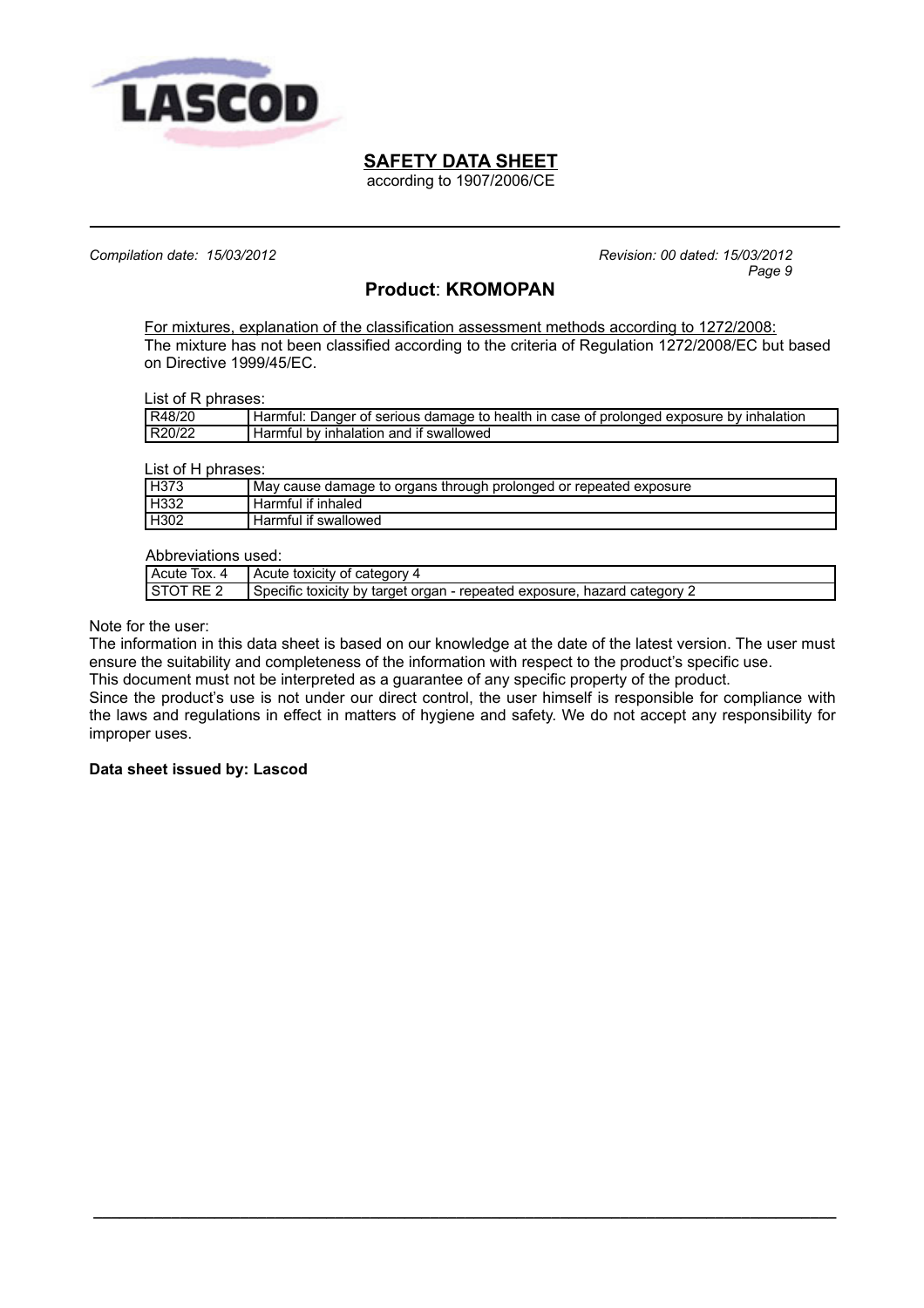For mixtures, explanation of the classification assessment methods according to 1272/2008:
The mixture has not been classified according to the criteria of Regulation 1272/2008/EC but based on Directive 1999/45/EC.

List of R phrases:

| | |
|---|---|
| R48/20 | Harmful: Danger of serious damage to health in case of prolonged exposure by inhalation |
| R20/22 | Harmful by inhalation and if swallowed |

List of H phrases:

| | |
|---|---|
| H373 | May cause damage to organs through prolonged or repeated exposure |
| H332 | Harmful if inhaled |
| H302 | Harmful if swallowed |

Abbreviations used:

| | |
|---|---|
| Acute Tox. 4 | Acute toxicity of category 4 |
| STOT RE 2 | Specific toxicity by target organ - repeated exposure, hazard category 2 |

Note for the user:
The information in this data sheet is based on our knowledge at the date of the latest version. The user must ensure the suitability and completeness of the information with respect to the product's specific use.
This document must not be interpreted as a guarantee of any specific property of the product.
Since the product's use is not under our direct control, the user himself is responsible for compliance with the laws and regulations in effect in matters of hygiene and safety. We do not accept any responsibility for improper uses.

**Data sheet issued by: Lascod**